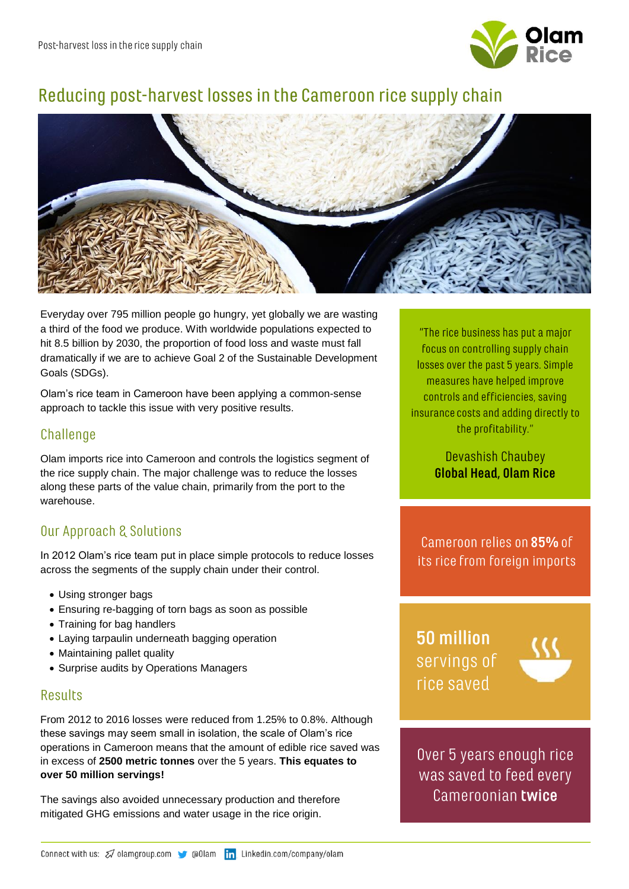# Reducing post-harvest losses in the Cameroon rice supply chain

Everyday over 795 million people go hungry, yet globally we are wasting a third of the food we produce. With worldwide populations expected to hit 8.5 billion by 2030, the proportion of food loss and waste must fall dramatically if we are to achieve Goal 2 of the Sustainable Development Goals (SDGs).

Olam's rice team in Cameroon have been applying a common-sense approach to tackle this issue with very positive results.

## Challenge

Olam imports rice into Cameroon and controls the logistics segment of the rice supply chain. The major challenge was to reduce the losses along these parts of the value chain, primarily from the port to the warehouse.

## Our Approach & Solutions

In 2012 Olam's rice team put in place simple protocols to reduce losses across the segments of the supply chain under their control.

- Using stronger bags
- Ensuring re-bagging of torn bags as soon as possible
- Training for bag handlers
- Laying tarpaulin underneath bagging operation
- Maintaining pallet quality
- Surprise audits by Operations Managers

## Results

From 2012 to 2016 losses were reduced from 1.25% to 0.8%. Although these savings may seem small in isolation, the scale of Olam's rice operations in Cameroon means that the amount of edible rice saved was in excess of **2500 metric tonnes** over the 5 years. **This equates to over 50 million servings!**

The savings also avoided unnecessary production and therefore mitigated GHG emissions and water usage in the rice origin.

"The rice business has put a major focus on controlling supply chain losses over the past 5 years. Simple measures have helped improve controls and efficiencies, saving insurance costs and adding directly to the profitability."

Devashish Chaubey
**Global Head, Olam Rice**

Cameroon relies on **85%** of its rice from foreign imports

**50 million** servings of rice saved

Over 5 years enough rice was saved to feed every Cameroonian **twice**

Connect with us: olamgroup.com @Olam Linkedin.com/company/olam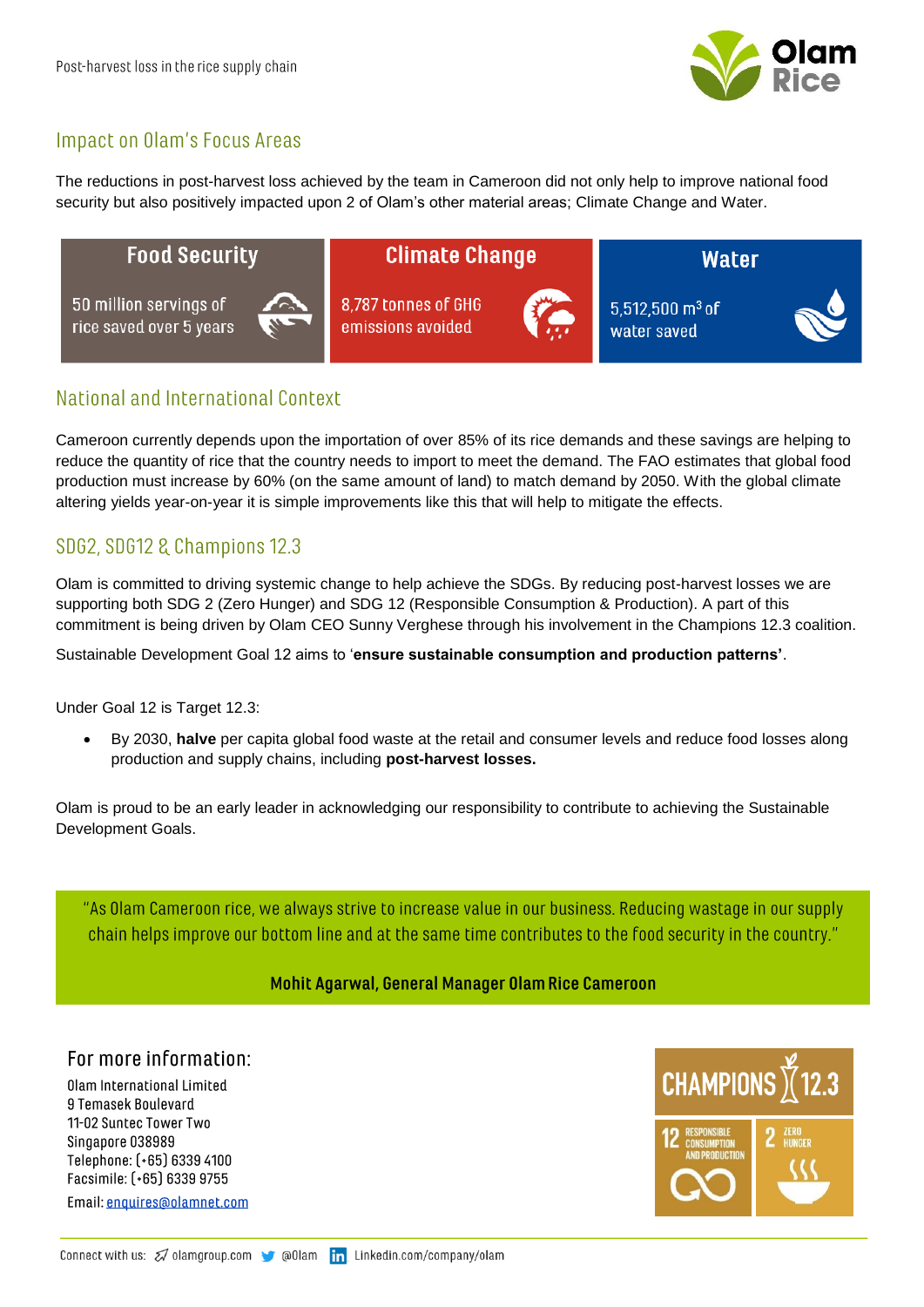## Impact on Olam's Focus Areas

The reductions in post-harvest loss achieved by the team in Cameroon did not only help to improve national food security but also positively impacted upon 2 of Olam's other material areas; Climate Change and Water.

| Food Security | Climate Change | Water |
|---|---|---|
| 50 million servings of rice saved over 5 years | 8,787 tonnes of GHG emissions avoided | 5,512,500 m$^3$ of water saved |

## National and International Context

Cameroon currently depends upon the importation of over 85% of its rice demands and these savings are helping to reduce the quantity of rice that the country needs to import to meet the demand. The FAO estimates that global food production must increase by 60% (on the same amount of land) to match demand by 2050. With the global climate altering yields year-on-year it is simple improvements like this that will help to mitigate the effects.

## SDG2, SDG12 & Champions 12.3

Olam is committed to driving systemic change to help achieve the SDGs. By reducing post-harvest losses we are supporting both SDG 2 (Zero Hunger) and SDG 12 (Responsible Consumption & Production). A part of this commitment is being driven by Olam CEO Sunny Verghese through his involvement in the Champions 12.3 coalition.

Sustainable Development Goal 12 aims to '**ensure sustainable consumption and production patterns'**.

Under Goal 12 is Target 12.3:

- By 2030, **halve** per capita global food waste at the retail and consumer levels and reduce food losses along production and supply chains, including **post-harvest losses.**

Olam is proud to be an early leader in acknowledging our responsibility to contribute to achieving the Sustainable Development Goals.

"As Olam Cameroon rice, we always strive to increase value in our business. Reducing wastage in our supply chain helps improve our bottom line and at the same time contributes to the food security in the country."

**Mohit Agarwal, General Manager Olam Rice Cameroon**

### For more information:

Olam International Limited
9 Temasek Boulevard
11-02 Suntec Tower Two
Singapore 038989
Telephone: (+65) 6339 4100
Facsimile: (+65) 6339 9755
Email: enquires@olamnet.com

CHAMPIONS 12.3

12 RESPONSIBLE CONSUMPTION AND PRODUCTION

2 ZERO HUNGER

Connect with us: olamgroup.com @Olam Linkedin.com/company/olam